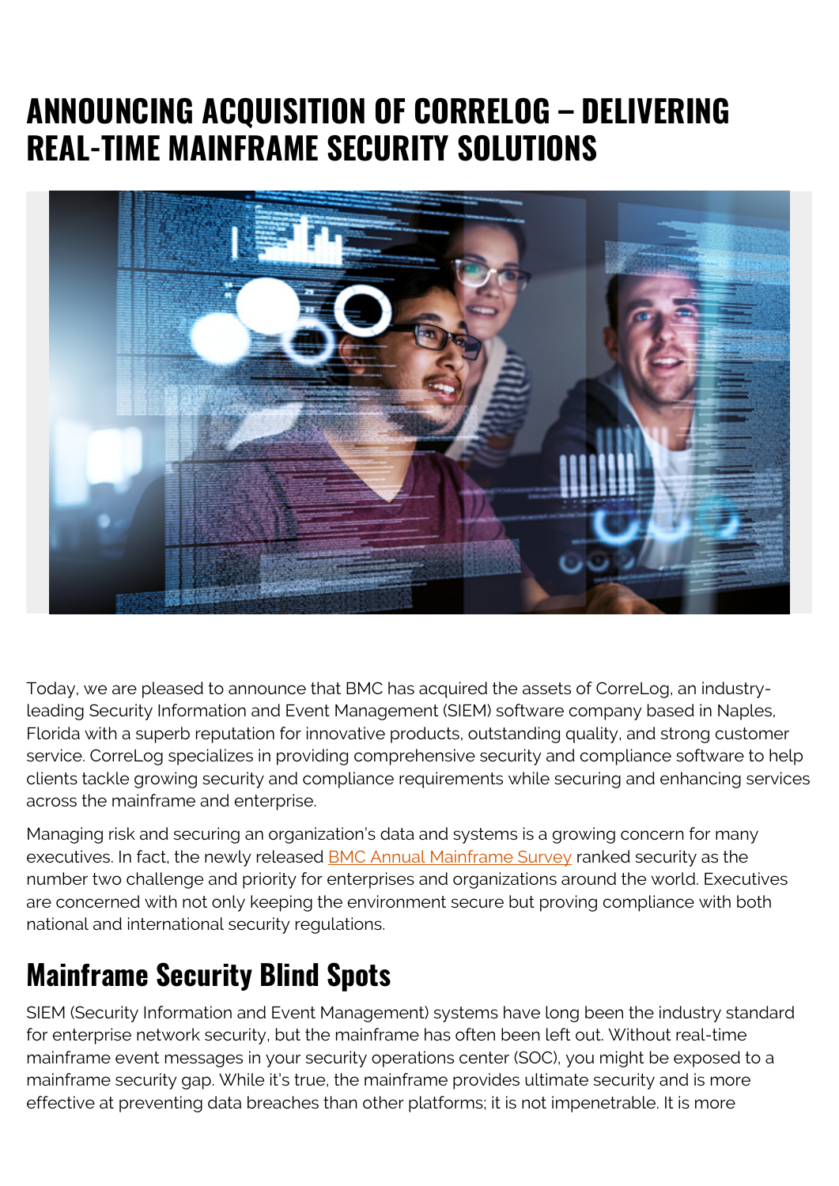# ANNOUNCING ACQUISITION OF CORRELOG – DELIVERING REAL-TIME MAINFRAME SECURITY SOLUTIONS

Today, we are pleased to announce that BMC has acquired the assets of CorreLog, an industry-leading Security Information and Event Management (SIEM) software company based in Naples, Florida with a superb reputation for innovative products, outstanding quality, and strong customer service. CorreLog specializes in providing comprehensive security and compliance software to help clients tackle growing security and compliance requirements while securing and enhancing services across the mainframe and enterprise.

Managing risk and securing an organization's data and systems is a growing concern for many executives. In fact, the newly released BMC Annual Mainframe Survey ranked security as the number two challenge and priority for enterprises and organizations around the world. Executives are concerned with not only keeping the environment secure but proving compliance with both national and international security regulations.

## Mainframe Security Blind Spots

SIEM (Security Information and Event Management) systems have long been the industry standard for enterprise network security, but the mainframe has often been left out. Without real-time mainframe event messages in your security operations center (SOC), you might be exposed to a mainframe security gap. While it's true, the mainframe provides ultimate security and is more effective at preventing data breaches than other platforms; it is not impenetrable. It is more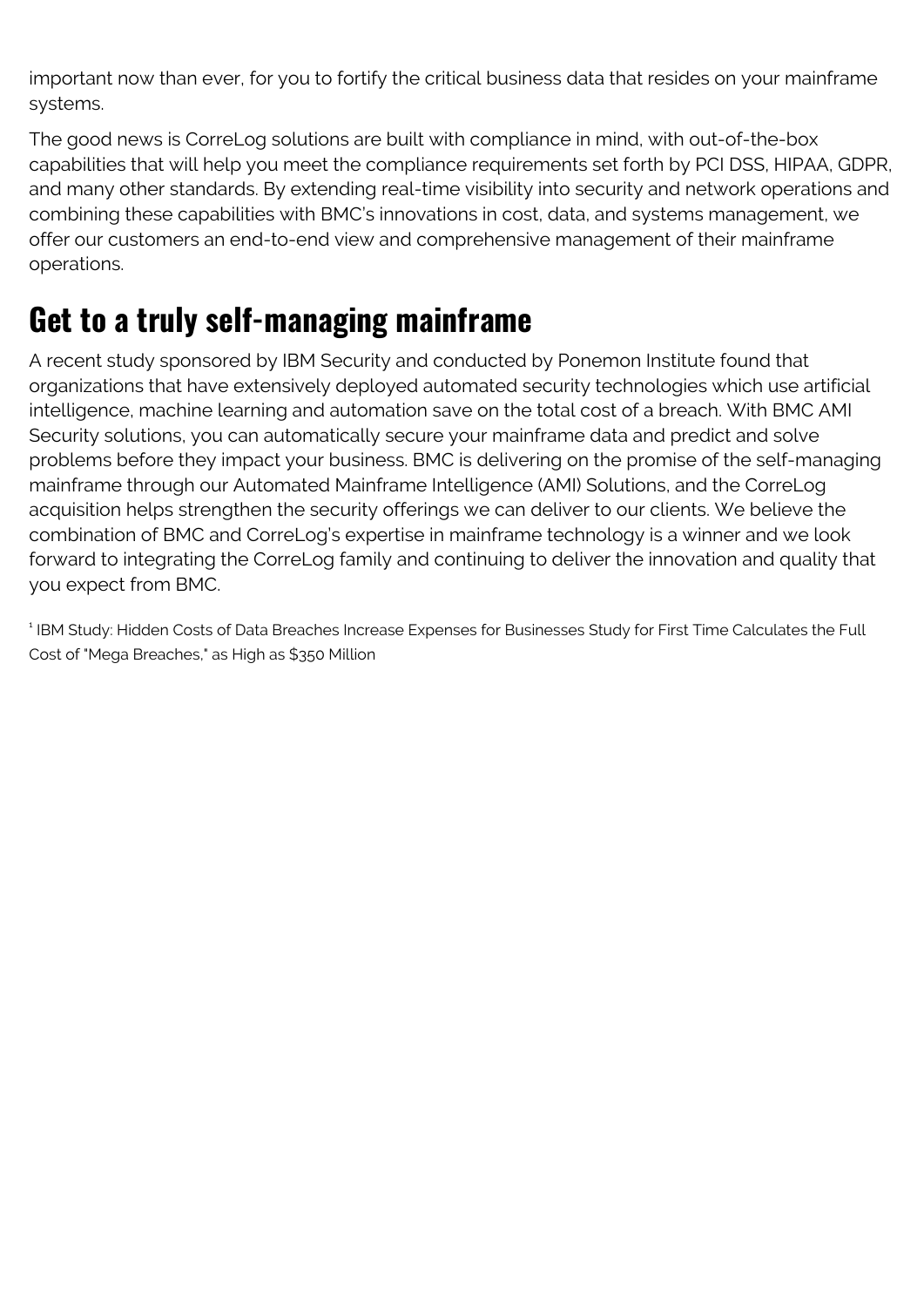important now than ever, for you to fortify the critical business data that resides on your mainframe systems.

The good news is CorreLog solutions are built with compliance in mind, with out-of-the-box capabilities that will help you meet the compliance requirements set forth by PCI DSS, HIPAA, GDPR, and many other standards. By extending real-time visibility into security and network operations and combining these capabilities with BMC's innovations in cost, data, and systems management, we offer our customers an end-to-end view and comprehensive management of their mainframe operations.

## Get to a truly self-managing mainframe

A recent study sponsored by IBM Security and conducted by Ponemon Institute found that organizations that have extensively deployed automated security technologies which use artificial intelligence, machine learning and automation save on the total cost of a breach. With BMC AMI Security solutions, you can automatically secure your mainframe data and predict and solve problems before they impact your business. BMC is delivering on the promise of the self-managing mainframe through our Automated Mainframe Intelligence (AMI) Solutions, and the CorreLog acquisition helps strengthen the security offerings we can deliver to our clients. We believe the combination of BMC and CorreLog's expertise in mainframe technology is a winner and we look forward to integrating the CorreLog family and continuing to deliver the innovation and quality that you expect from BMC.

[1] IBM Study: Hidden Costs of Data Breaches Increase Expenses for Businesses Study for First Time Calculates the Full Cost of "Mega Breaches," as High as $350 Million